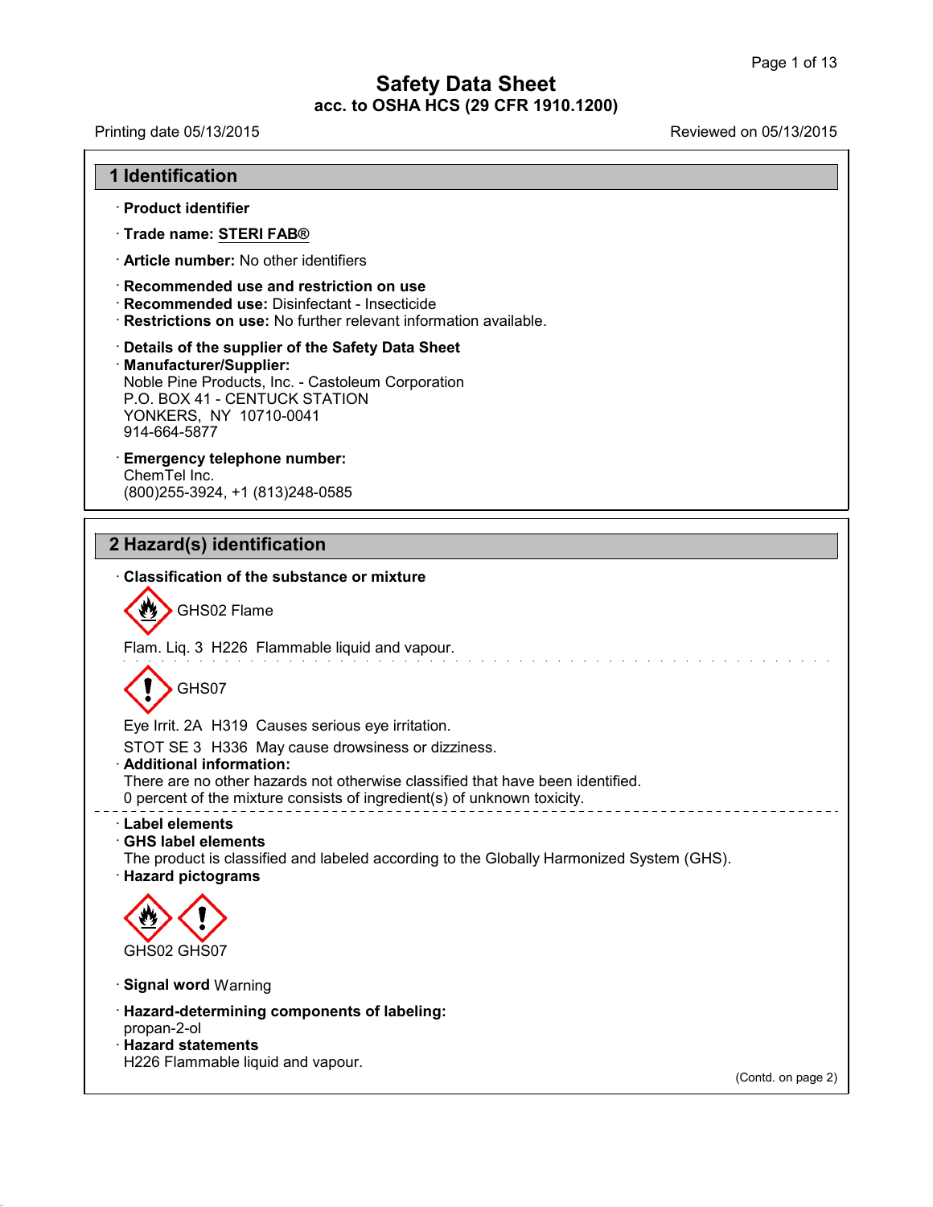# Safety Data Sheet
## acc. to OSHA HCS (29 CFR 1910.1200)

Printing date 05/13/2015 Reviewed on 05/13/2015

## 1 Identification

· **Product identifier**

· **Trade name: STERI FAB®**

· **Article number:** No other identifiers

· **Recommended use and restriction on use**
· **Recommended use:** Disinfectant - Insecticide
· **Restrictions on use:** No further relevant information available.

· **Details of the supplier of the Safety Data Sheet**
· **Manufacturer/Supplier:**
Noble Pine Products, Inc. - Castoleum Corporation
P.O. BOX 41 - CENTUCK STATION
YONKERS, NY 10710-0041
914-664-5877

· **Emergency telephone number:**
ChemTel Inc.
(800)255-3924, +1 (813)248-0585

## 2 Hazard(s) identification

· **Classification of the substance or mixture**

GHS02 Flame

Flam. Liq. 3 H226 Flammable liquid and vapour.

GHS07

Eye Irrit. 2A H319 Causes serious eye irritation.

STOT SE 3 H336 May cause drowsiness or dizziness.

· **Additional information:**
There are no other hazards not otherwise classified that have been identified.
0 percent of the mixture consists of ingredient(s) of unknown toxicity.

· **Label elements**
· **GHS label elements**
The product is classified and labeled according to the Globally Harmonized System (GHS).
· **Hazard pictograms**

GHS02 GHS07

· **Signal word** Warning

· **Hazard-determining components of labeling:**
propan-2-ol
· **Hazard statements**
H226 Flammable liquid and vapour.

(Contd. on page 2)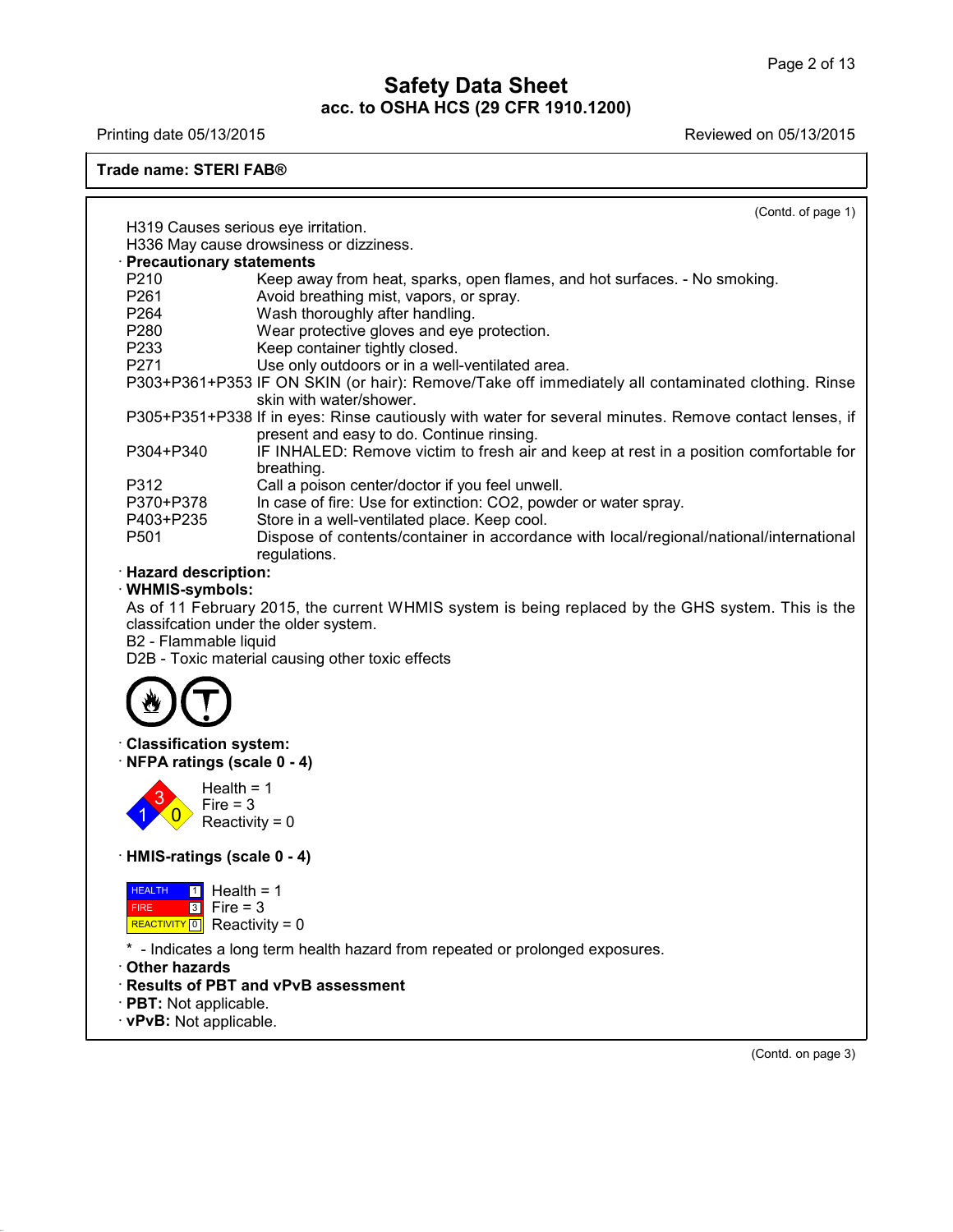**Trade name: STERI FAB®**

(Contd. of page 1)

H319 Causes serious eye irritation.
H336 May cause drowsiness or dizziness.

· **Precautionary statements**

| | |
|---|---|
| P210 | Keep away from heat, sparks, open flames, and hot surfaces. - No smoking. |
| P261 | Avoid breathing mist, vapors, or spray. |
| P264 | Wash thoroughly after handling. |
| P280 | Wear protective gloves and eye protection. |
| P233 | Keep container tightly closed. |
| P271 | Use only outdoors or in a well-ventilated area. |
| P303+P361+P353 | IF ON SKIN (or hair): Remove/Take off immediately all contaminated clothing. Rinse skin with water/shower. |
| P305+P351+P338 | If in eyes: Rinse cautiously with water for several minutes. Remove contact lenses, if present and easy to do. Continue rinsing. |
| P304+P340 | IF INHALED: Remove victim to fresh air and keep at rest in a position comfortable for breathing. |
| P312 | Call a poison center/doctor if you feel unwell. |
| P370+P378 | In case of fire: Use for extinction: $CO_2$, powder or water spray. |
| P403+P235 | Store in a well-ventilated place. Keep cool. |
| P501 | Dispose of contents/container in accordance with local/regional/national/international regulations. |

· **Hazard description:**

· **WHMIS-symbols:**

As of 11 February 2015, the current WHMIS system is being replaced by the GHS system. This is the classifcation under the older system.
B2 - Flammable liquid
D2B - Toxic material causing other toxic effects

· **Classification system:**

· **NFPA ratings (scale 0 - 4)**

Health = 1
Fire = 3
Reactivity = 0

· **HMIS-ratings (scale 0 - 4)**

| | | |
|---|---|---|
| HEALTH | 1 | Health = 1 |
| FIRE | 3 | Fire = 3 |
| REACTIVITY | 0 | Reactivity = 0 |

* - Indicates a long term health hazard from repeated or prolonged exposures.

· **Other hazards**

· **Results of PBT and vPvB assessment**

· **PBT:** Not applicable.

· **vPvB:** Not applicable.

(Contd. on page 3)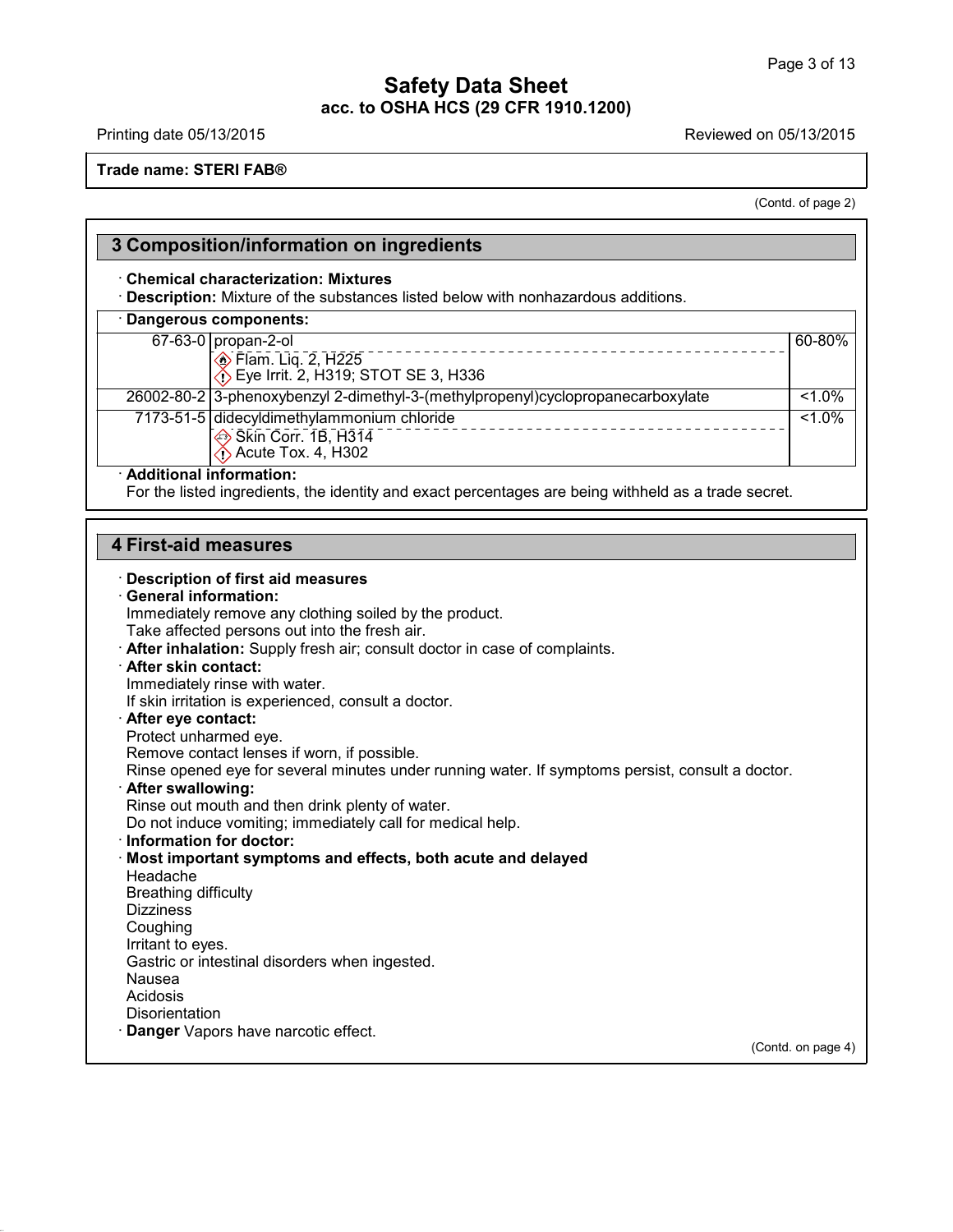**Safety Data Sheet**
**acc. to OSHA HCS (29 CFR 1910.1200)**

Printing date 05/13/2015 Reviewed on 05/13/2015

**Trade name: STERI FAB®**

(Contd. of page 2)

## 3 Composition/information on ingredients

· **Chemical characterization: Mixtures**
· **Description:** Mixture of the substances listed below with nonhazardous additions.

| · **Dangerous components:** | | |
|---|---|---|
| 67-63-0 | propan-2-ol<br>Flam. Liq. 2, H225<br>Eye Irrit. 2, H319; STOT SE 3, H336 | 60-80% |
| 26002-80-2 | 3-phenoxybenzyl 2-dimethyl-3-(methylpropenyl)cyclopropanecarboxylate | <1.0% |
| 7173-51-5 | didecyldimethylammonium chloride<br>Skin Corr. 1B, H314<br>Acute Tox. 4, H302 | <1.0% |

· **Additional information:**
For the listed ingredients, the identity and exact percentages are being withheld as a trade secret.

## 4 First-aid measures

· **Description of first aid measures**
· **General information:**
Immediately remove any clothing soiled by the product.
Take affected persons out into the fresh air.
· **After inhalation:** Supply fresh air; consult doctor in case of complaints.
· **After skin contact:**
Immediately rinse with water.
If skin irritation is experienced, consult a doctor.
· **After eye contact:**
Protect unharmed eye.
Remove contact lenses if worn, if possible.
Rinse opened eye for several minutes under running water. If symptoms persist, consult a doctor.
· **After swallowing:**
Rinse out mouth and then drink plenty of water.
Do not induce vomiting; immediately call for medical help.
· **Information for doctor:**
· **Most important symptoms and effects, both acute and delayed**
Headache
Breathing difficulty
Dizziness
Coughing
Irritant to eyes.
Gastric or intestinal disorders when ingested.
Nausea
Acidosis
Disorientation
· **Danger** Vapors have narcotic effect.

(Contd. on page 4)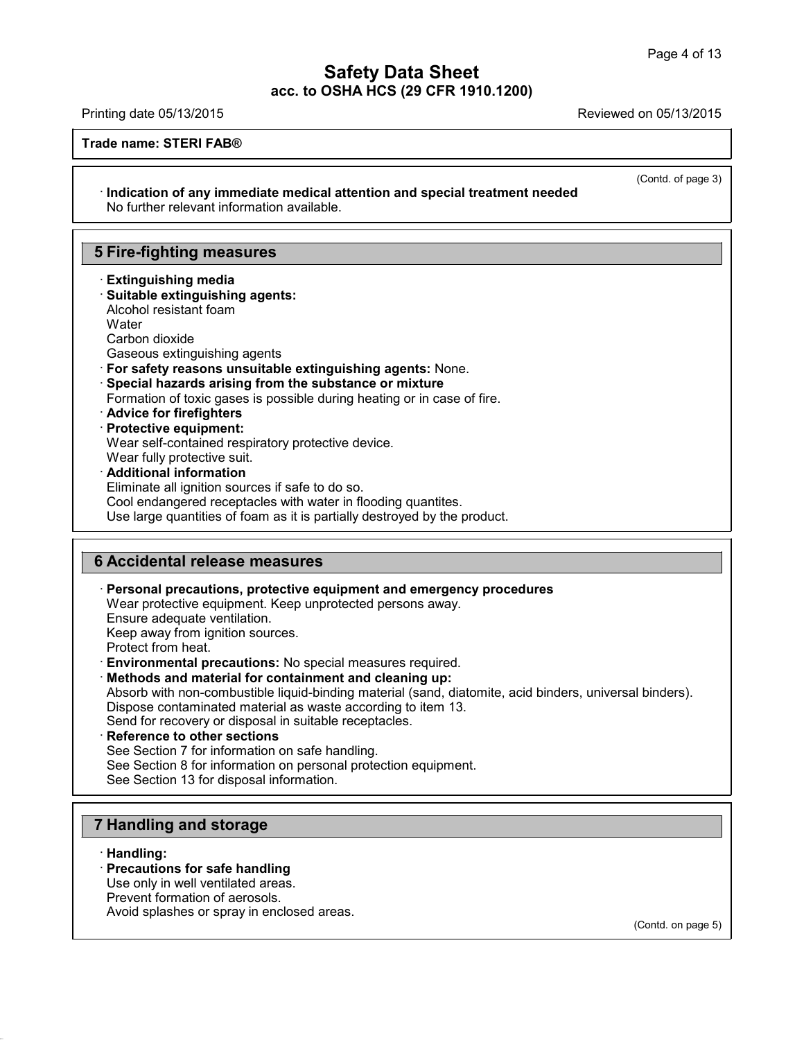(Contd. of page 3)

· **Indication of any immediate medical attention and special treatment needed**
No further relevant information available.

## 5 Fire-fighting measures

· **Extinguishing media**
· **Suitable extinguishing agents:**
Alcohol resistant foam
Water
Carbon dioxide
Gaseous extinguishing agents
· **For safety reasons unsuitable extinguishing agents:** None.
· **Special hazards arising from the substance or mixture**
Formation of toxic gases is possible during heating or in case of fire.
· **Advice for firefighters**
· **Protective equipment:**
Wear self-contained respiratory protective device.
Wear fully protective suit.
· **Additional information**
Eliminate all ignition sources if safe to do so.
Cool endangered receptacles with water in flooding quantites.
Use large quantities of foam as it is partially destroyed by the product.

## 6 Accidental release measures

· **Personal precautions, protective equipment and emergency procedures**
Wear protective equipment. Keep unprotected persons away.
Ensure adequate ventilation.
Keep away from ignition sources.
Protect from heat.
· **Environmental precautions:** No special measures required.
· **Methods and material for containment and cleaning up:**
Absorb with non-combustible liquid-binding material (sand, diatomite, acid binders, universal binders).
Dispose contaminated material as waste according to item 13.
Send for recovery or disposal in suitable receptacles.
· **Reference to other sections**
See Section 7 for information on safe handling.
See Section 8 for information on personal protection equipment.
See Section 13 for disposal information.

## 7 Handling and storage

· **Handling:**
· **Precautions for safe handling**
Use only in well ventilated areas.
Prevent formation of aerosols.
Avoid splashes or spray in enclosed areas.

(Contd. on page 5)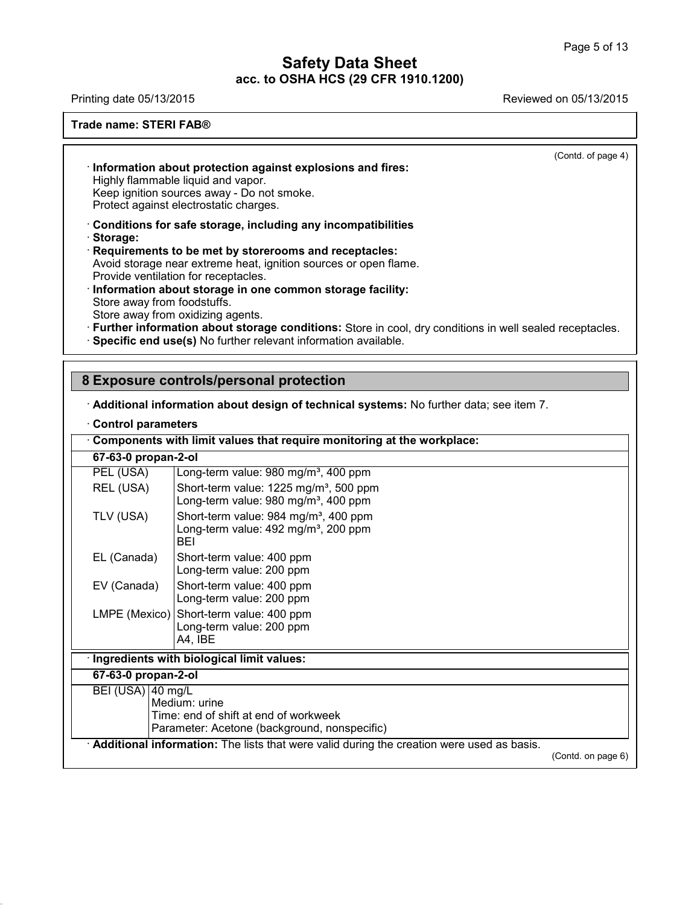**Trade name: STERI FAB®**

(Contd. of page 4)

· **Information about protection against explosions and fires:**
Highly flammable liquid and vapor.
Keep ignition sources away - Do not smoke.
Protect against electrostatic charges.

· **Conditions for safe storage, including any incompatibilities**
· **Storage:**
· **Requirements to be met by storerooms and receptacles:**
Avoid storage near extreme heat, ignition sources or open flame.
Provide ventilation for receptacles.
· **Information about storage in one common storage facility:**
Store away from foodstuffs.
Store away from oxidizing agents.
· **Further information about storage conditions:** Store in cool, dry conditions in well sealed receptacles.
· **Specific end use(s)** No further relevant information available.

## 8 Exposure controls/personal protection

· **Additional information about design of technical systems:** No further data; see item 7.

· **Control parameters**

| · **Components with limit values that require monitoring at the workplace:** | |
|---|---|
| **67-63-0 propan-2-ol** | |
| PEL (USA) | Long-term value: 980 mg/m³, 400 ppm |
| REL (USA) | Short-term value: 1225 mg/m³, 500 ppm<br>Long-term value: 980 mg/m³, 400 ppm |
| TLV (USA) | Short-term value: 984 mg/m³, 400 ppm<br>Long-term value: 492 mg/m³, 200 ppm<br>BEI |
| EL (Canada) | Short-term value: 400 ppm<br>Long-term value: 200 ppm |
| EV (Canada) | Short-term value: 400 ppm<br>Long-term value: 200 ppm |
| LMPE (Mexico) | Short-term value: 400 ppm<br>Long-term value: 200 ppm<br>A4, IBE |

| · **Ingredients with biological limit values:** | |
|---|---|
| **67-63-0 propan-2-ol** | |
| BEI (USA) | 40 mg/L<br>Medium: urine<br>Time: end of shift at end of workweek<br>Parameter: Acetone (background, nonspecific) |

· **Additional information:** The lists that were valid during the creation were used as basis.

(Contd. on page 6)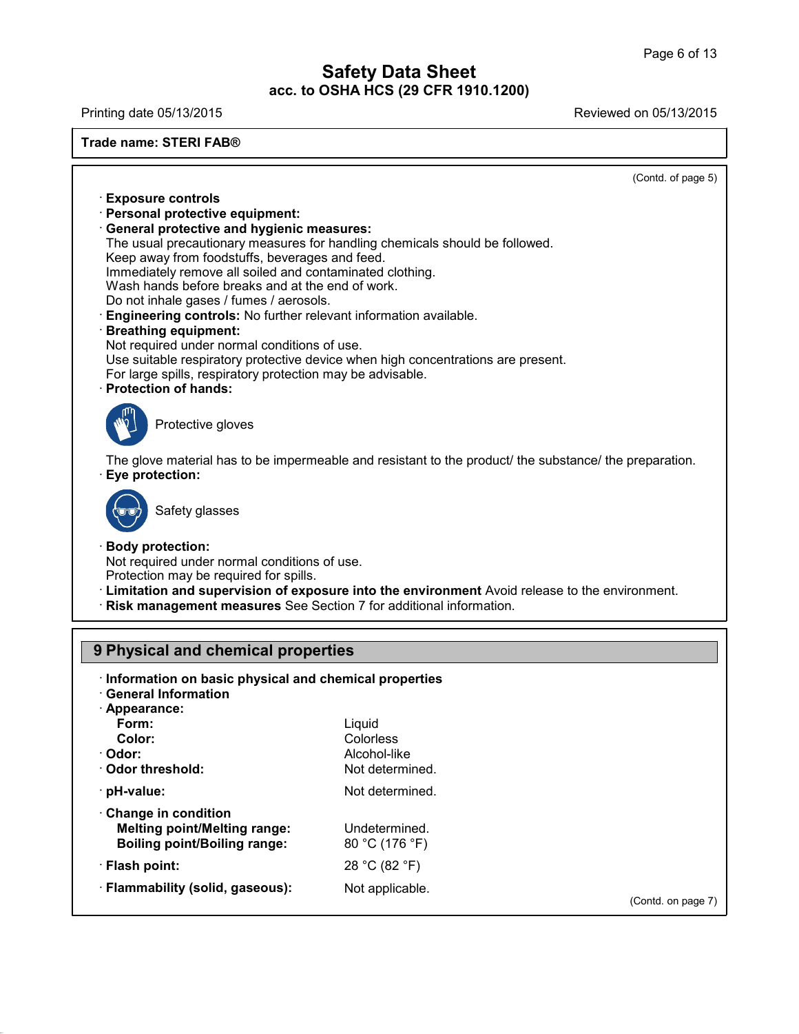**Trade name: STERI FAB®**

(Contd. of page 5)

· **Exposure controls**
· **Personal protective equipment:**
· **General protective and hygienic measures:**
The usual precautionary measures for handling chemicals should be followed.
Keep away from foodstuffs, beverages and feed.
Immediately remove all soiled and contaminated clothing.
Wash hands before breaks and at the end of work.
Do not inhale gases / fumes / aerosols.
· **Engineering controls:** No further relevant information available.
· **Breathing equipment:**
Not required under normal conditions of use.
Use suitable respiratory protective device when high concentrations are present.
For large spills, respiratory protection may be advisable.
· **Protection of hands:**

Protective gloves

The glove material has to be impermeable and resistant to the product/ the substance/ the preparation.
· **Eye protection:**

Safety glasses

· **Body protection:**
Not required under normal conditions of use.
Protection may be required for spills.
· **Limitation and supervision of exposure into the environment** Avoid release to the environment.
· **Risk management measures** See Section 7 for additional information.

## 9 Physical and chemical properties

· **Information on basic physical and chemical properties**
· **General Information**

| Property | Value |
|---|---|
| · **Appearance:** | |
| **Form:** | Liquid |
| **Color:** | Colorless |
| · **Odor:** | Alcohol-like |
| · **Odor threshold:** | Not determined. |
| · **pH-value:** | Not determined. |
| · **Change in condition** | |
| **Melting point/Melting range:** | Undetermined. |
| **Boiling point/Boiling range:** | 80 °C (176 °F) |
| · **Flash point:** | 28 °C (82 °F) |
| · **Flammability (solid, gaseous):** | Not applicable. |

(Contd. on page 7)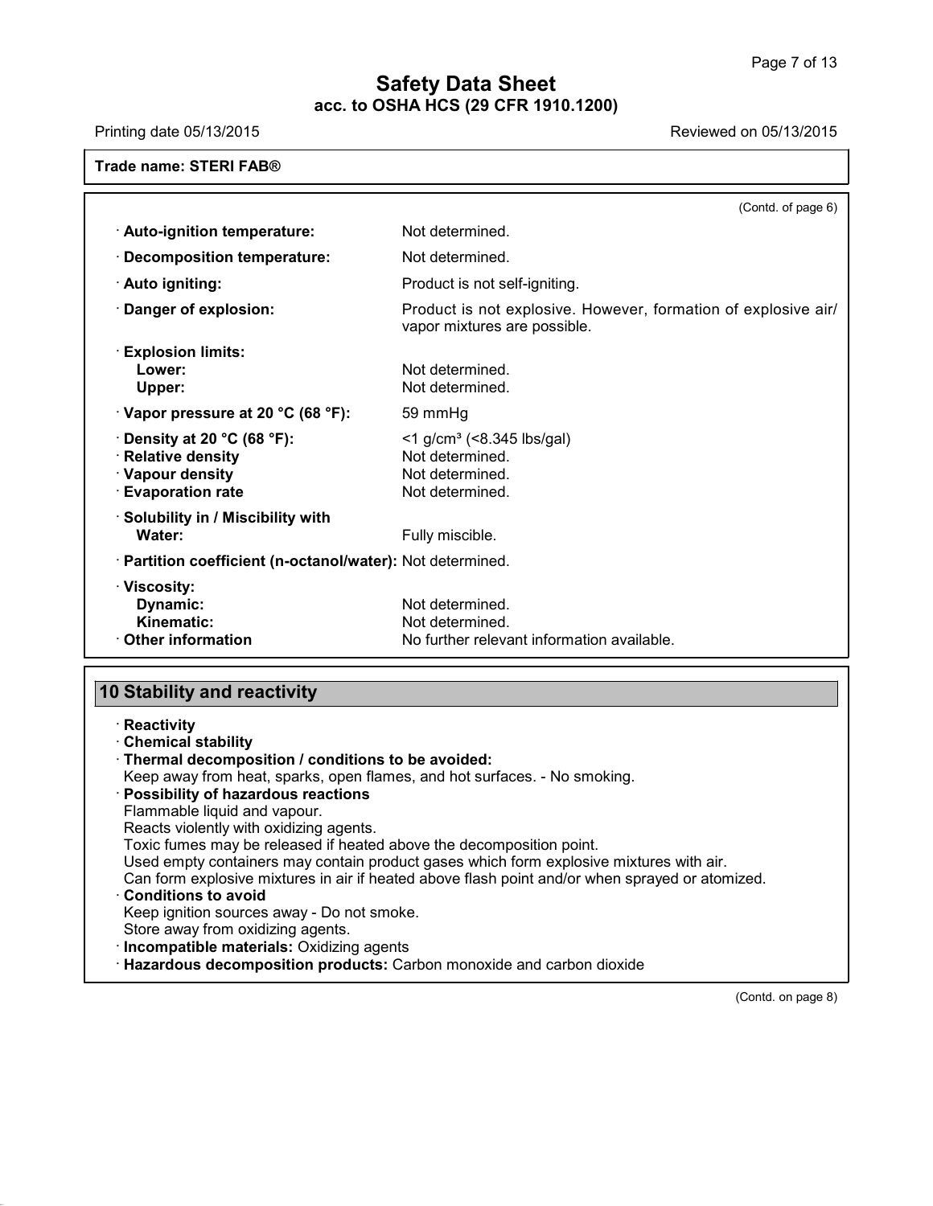**Trade name: STERI FAB®**

(Contd. of page 6)

| | |
|---|---|
| · **Auto-ignition temperature:** | Not determined. |
| · **Decomposition temperature:** | Not determined. |
| · **Auto igniting:** | Product is not self-igniting. |
| · **Danger of explosion:** | Product is not explosive. However, formation of explosive air/vapor mixtures are possible. |
| · **Explosion limits:** | |
| **Lower:** | Not determined. |
| **Upper:** | Not determined. |
| · **Vapor pressure at 20 °C (68 °F):** | 59 mmHg |
| · **Density at 20 °C (68 °F):** | <1 g/cm³ (<8.345 lbs/gal) |
| · **Relative density** | Not determined. |
| · **Vapour density** | Not determined. |
| · **Evaporation rate** | Not determined. |
| · **Solubility in / Miscibility with** | |
| **Water:** | Fully miscible. |
| · **Partition coefficient (n-octanol/water):** | Not determined. |
| · **Viscosity:** | |
| **Dynamic:** | Not determined. |
| **Kinematic:** | Not determined. |
| · **Other information** | No further relevant information available. |

## 10 Stability and reactivity

· **Reactivity**

· **Chemical stability**

· **Thermal decomposition / conditions to be avoided:**
Keep away from heat, sparks, open flames, and hot surfaces. - No smoking.

· **Possibility of hazardous reactions**
Flammable liquid and vapour.
Reacts violently with oxidizing agents.
Toxic fumes may be released if heated above the decomposition point.
Used empty containers may contain product gases which form explosive mixtures with air.
Can form explosive mixtures in air if heated above flash point and/or when sprayed or atomized.

· **Conditions to avoid**
Keep ignition sources away - Do not smoke.
Store away from oxidizing agents.

· **Incompatible materials:** Oxidizing agents

· **Hazardous decomposition products:** Carbon monoxide and carbon dioxide

(Contd. on page 8)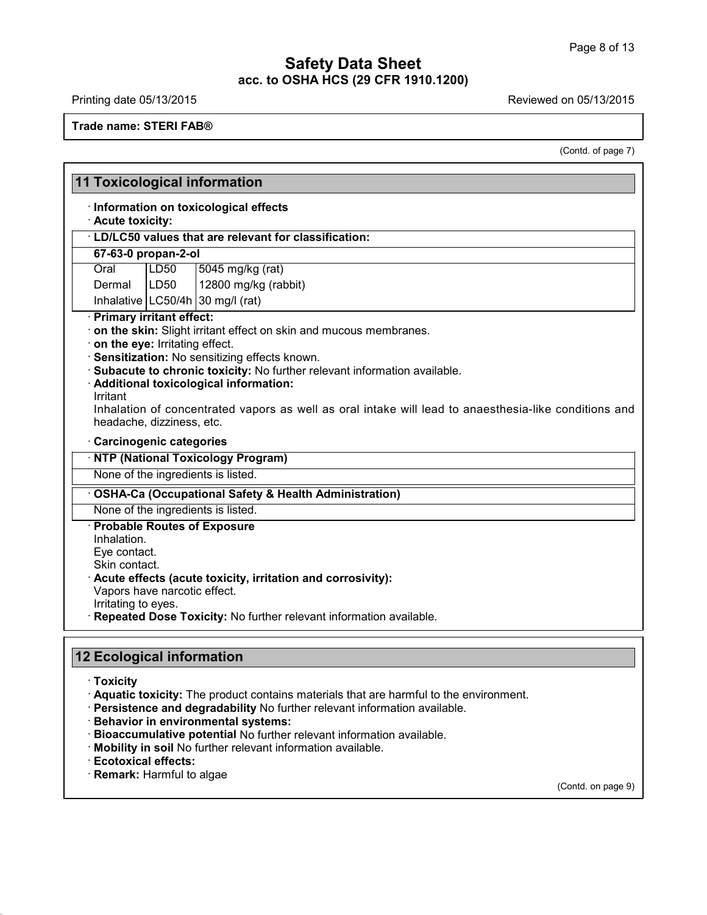**Trade name: STERI FAB®**

(Contd. of page 7)

## 11 Toxicological information

· **Information on toxicological effects**

· **Acute toxicity:**

· **LD/LC50 values that are relevant for classification:**

| 67-63-0 propan-2-ol | | |
|---|---|---|
| Oral | LD50 | 5045 mg/kg (rat) |
| Dermal | LD50 | 12800 mg/kg (rabbit) |
| Inhalative | LC50/4h | 30 mg/l (rat) |

· **Primary irritant effect:**

· **on the skin:** Slight irritant effect on skin and mucous membranes.

· **on the eye:** Irritating effect.

· **Sensitization:** No sensitizing effects known.

· **Subacute to chronic toxicity:** No further relevant information available.

· **Additional toxicological information:**

Irritant

Inhalation of concentrated vapors as well as oral intake will lead to anaesthesia-like conditions and headache, dizziness, etc.

· **Carcinogenic categories**

| · NTP (National Toxicology Program) |
|---|
| None of the ingredients is listed. |

| · OSHA-Ca (Occupational Safety & Health Administration) |
|---|
| None of the ingredients is listed. |

· **Probable Routes of Exposure**

Inhalation.
Eye contact.
Skin contact.

· **Acute effects (acute toxicity, irritation and corrosivity):**

Vapors have narcotic effect.
Irritating to eyes.

· **Repeated Dose Toxicity:** No further relevant information available.

## 12 Ecological information

· **Toxicity**

· **Aquatic toxicity:** The product contains materials that are harmful to the environment.

· **Persistence and degradability** No further relevant information available.

· **Behavior in environmental systems:**

· **Bioaccumulative potential** No further relevant information available.

· **Mobility in soil** No further relevant information available.

· **Ecotoxical effects:**

· **Remark:** Harmful to algae

(Contd. on page 9)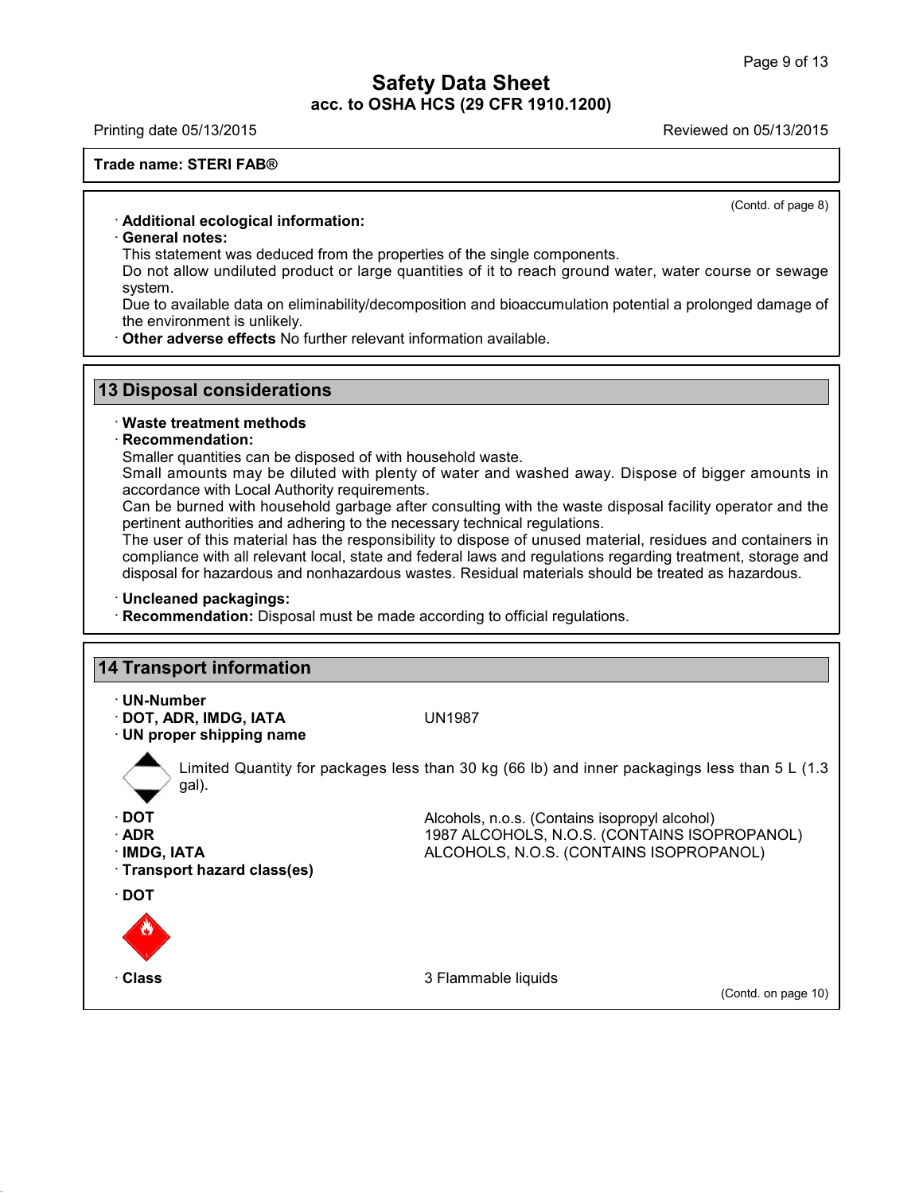**Trade name: STERI FAB®**

(Contd. of page 8)

· **Additional ecological information:**

· **General notes:**

This statement was deduced from the properties of the single components.

Do not allow undiluted product or large quantities of it to reach ground water, water course or sewage system.

Due to available data on eliminability/decomposition and bioaccumulation potential a prolonged damage of the environment is unlikely.

· **Other adverse effects** No further relevant information available.

## 13 Disposal considerations

· **Waste treatment methods**

· **Recommendation:**

Smaller quantities can be disposed of with household waste.

Small amounts may be diluted with plenty of water and washed away. Dispose of bigger amounts in accordance with Local Authority requirements.

Can be burned with household garbage after consulting with the waste disposal facility operator and the pertinent authorities and adhering to the necessary technical regulations.

The user of this material has the responsibility to dispose of unused material, residues and containers in compliance with all relevant local, state and federal laws and regulations regarding treatment, storage and disposal for hazardous and nonhazardous wastes. Residual materials should be treated as hazardous.

· **Uncleaned packagings:**

· **Recommendation:** Disposal must be made according to official regulations.

## 14 Transport information

· **UN-Number**

· **DOT, ADR, IMDG, IATA** UN1987

· **UN proper shipping name**

Limited Quantity for packages less than 30 kg (66 lb) and inner packagings less than 5 L (1.3 gal).

· **DOT** Alcohols, n.o.s. (Contains isopropyl alcohol)

· **ADR** 1987 ALCOHOLS, N.O.S. (CONTAINS ISOPROPANOL)

· **IMDG, IATA** ALCOHOLS, N.O.S. (CONTAINS ISOPROPANOL)

· **Transport hazard class(es)**

· **DOT**

· **Class** 3 Flammable liquids

(Contd. on page 10)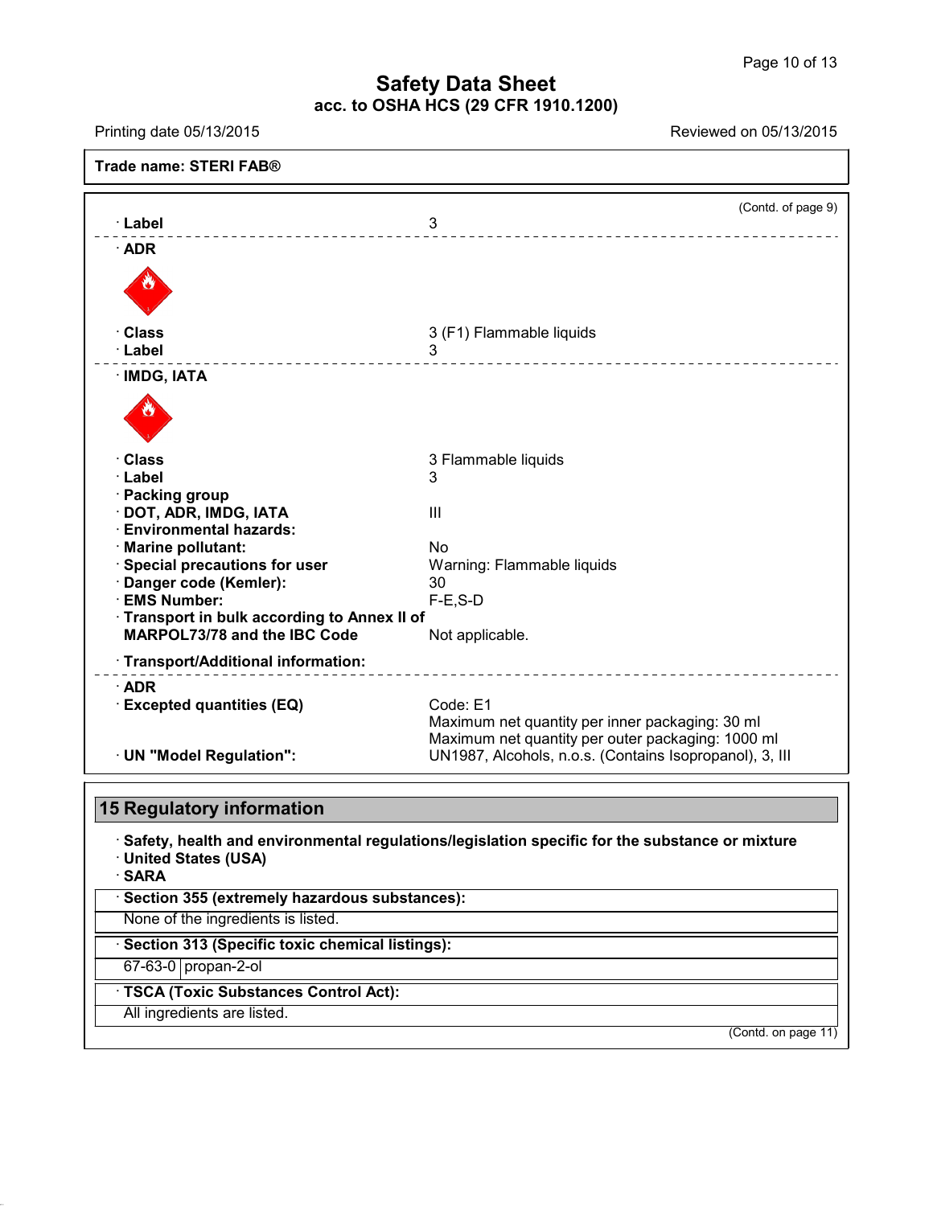**Trade name: STERI FAB®**

(Contd. of page 9)

| | |
|---|---|
| · **Label** | 3 |

· **ADR**

| | |
|---|---|
| · **Class** | 3 (F1) Flammable liquids |
| · **Label** | 3 |

· **IMDG, IATA**

| | |
|---|---|
| · **Class** | 3 Flammable liquids |
| · **Label** | 3 |
| · **Packing group** | |
| · **DOT, ADR, IMDG, IATA** | III |
| · **Environmental hazards:** | |
| · **Marine pollutant:** | No |
| · **Special precautions for user** | Warning: Flammable liquids |
| · **Danger code (Kemler):** | 30 |
| · **EMS Number:** | F-E,S-D |
| · **Transport in bulk according to Annex II of MARPOL73/78 and the IBC Code** | Not applicable. |

· **Transport/Additional information:**

| | |
|---|---|
| · **ADR** | |
| · **Excepted quantities (EQ)** | Code: E1<br>Maximum net quantity per inner packaging: 30 ml<br>Maximum net quantity per outer packaging: 1000 ml |
| · **UN "Model Regulation":** | UN1987, Alcohols, n.o.s. (Contains Isopropanol), 3, III |

## 15 Regulatory information

· **Safety, health and environmental regulations/legislation specific for the substance or mixture**

· **United States (USA)**

· **SARA**

· **Section 355 (extremely hazardous substances):**

None of the ingredients is listed.

· **Section 313 (Specific toxic chemical listings):**

| | |
|---|---|
| 67-63-0 | propan-2-ol |

· **TSCA (Toxic Substances Control Act):**

All ingredients are listed.

(Contd. on page 11)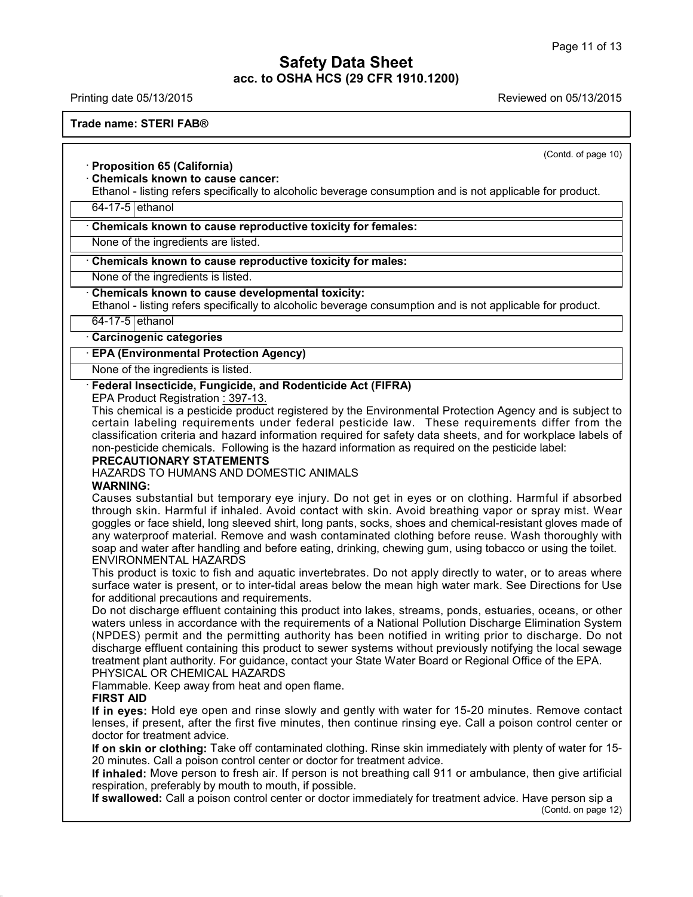# Safety Data Sheet
## acc. to OSHA HCS (29 CFR 1910.1200)

Printing date 05/13/2015 Reviewed on 05/13/2015

**Trade name: STERI FAB®**

(Contd. of page 10)

· **Proposition 65 (California)**

· **Chemicals known to cause cancer:**

Ethanol - listing refers specifically to alcoholic beverage consumption and is not applicable for product.

| 64-17-5 | ethanol |
|---|---|

· **Chemicals known to cause reproductive toxicity for females:**

None of the ingredients are listed.

· **Chemicals known to cause reproductive toxicity for males:**

None of the ingredients is listed.

· **Chemicals known to cause developmental toxicity:**

Ethanol - listing refers specifically to alcoholic beverage consumption and is not applicable for product.

| 64-17-5 | ethanol |
|---|---|

· **Carcinogenic categories**

· **EPA (Environmental Protection Agency)**

None of the ingredients is listed.

· **Federal Insecticide, Fungicide, and Rodenticide Act (FIFRA)**

EPA Product Registration : 397-13.

This chemical is a pesticide product registered by the Environmental Protection Agency and is subject to certain labeling requirements under federal pesticide law. These requirements differ from the classification criteria and hazard information required for safety data sheets, and for workplace labels of non-pesticide chemicals. Following is the hazard information as required on the pesticide label:

**PRECAUTIONARY STATEMENTS**

HAZARDS TO HUMANS AND DOMESTIC ANIMALS

**WARNING:**

Causes substantial but temporary eye injury. Do not get in eyes or on clothing. Harmful if absorbed through skin. Harmful if inhaled. Avoid contact with skin. Avoid breathing vapor or spray mist. Wear goggles or face shield, long sleeved shirt, long pants, socks, shoes and chemical-resistant gloves made of any waterproof material. Remove and wash contaminated clothing before reuse. Wash thoroughly with soap and water after handling and before eating, drinking, chewing gum, using tobacco or using the toilet.

ENVIRONMENTAL HAZARDS

This product is toxic to fish and aquatic invertebrates. Do not apply directly to water, or to areas where surface water is present, or to inter-tidal areas below the mean high water mark. See Directions for Use for additional precautions and requirements.

Do not discharge effluent containing this product into lakes, streams, ponds, estuaries, oceans, or other waters unless in accordance with the requirements of a National Pollution Discharge Elimination System (NPDES) permit and the permitting authority has been notified in writing prior to discharge. Do not discharge effluent containing this product to sewer systems without previously notifying the local sewage treatment plant authority. For guidance, contact your State Water Board or Regional Office of the EPA.

PHYSICAL OR CHEMICAL HAZARDS

Flammable. Keep away from heat and open flame.

**FIRST AID**

**If in eyes:** Hold eye open and rinse slowly and gently with water for 15-20 minutes. Remove contact lenses, if present, after the first five minutes, then continue rinsing eye. Call a poison control center or doctor for treatment advice.

**If on skin or clothing:** Take off contaminated clothing. Rinse skin immediately with plenty of water for 15-20 minutes. Call a poison control center or doctor for treatment advice.

**If inhaled:** Move person to fresh air. If person is not breathing call 911 or ambulance, then give artificial respiration, preferably by mouth to mouth, if possible.

**If swallowed:** Call a poison control center or doctor immediately for treatment advice. Have person sip a

(Contd. on page 12)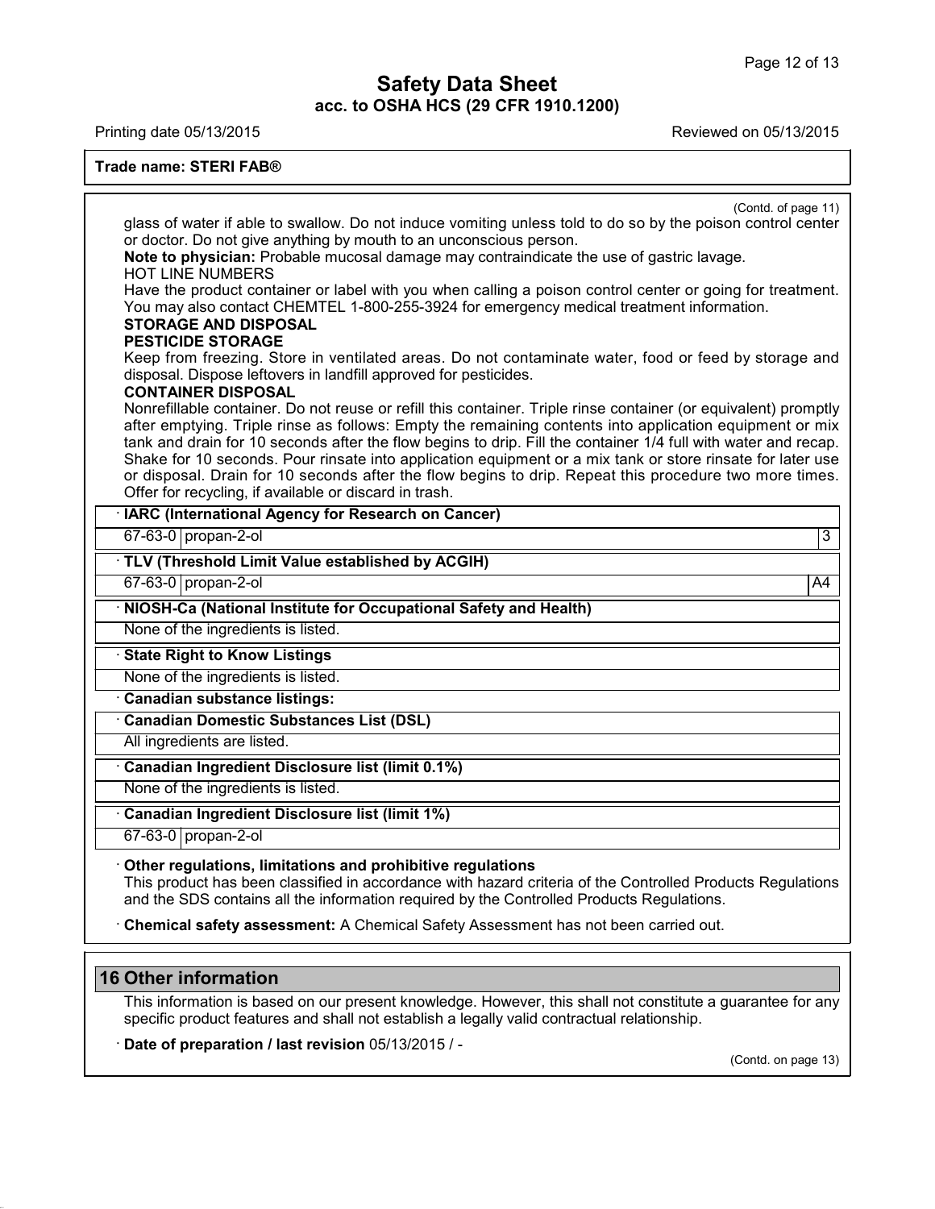(Contd. of page 11)

glass of water if able to swallow. Do not induce vomiting unless told to do so by the poison control center or doctor. Do not give anything by mouth to an unconscious person.

**Note to physician:** Probable mucosal damage may contraindicate the use of gastric lavage.

HOT LINE NUMBERS

Have the product container or label with you when calling a poison control center or going for treatment. You may also contact CHEMTEL 1-800-255-3924 for emergency medical treatment information.

**STORAGE AND DISPOSAL**

**PESTICIDE STORAGE**

Keep from freezing. Store in ventilated areas. Do not contaminate water, food or feed by storage and disposal. Dispose leftovers in landfill approved for pesticides.

**CONTAINER DISPOSAL**

Nonrefillable container. Do not reuse or refill this container. Triple rinse container (or equivalent) promptly after emptying. Triple rinse as follows: Empty the remaining contents into application equipment or mix tank and drain for 10 seconds after the flow begins to drip. Fill the container 1/4 full with water and recap. Shake for 10 seconds. Pour rinsate into application equipment or a mix tank or store rinsate for later use or disposal. Drain for 10 seconds after the flow begins to drip. Repeat this procedure two more times. Offer for recycling, if available or discard in trash.

**· IARC (International Agency for Research on Cancer)**

| | | |
|---|---|---|
| 67-63-0 | propan-2-ol | 3 |

**· TLV (Threshold Limit Value established by ACGIH)**

| | | |
|---|---|---|
| 67-63-0 | propan-2-ol | A4 |

**· NIOSH-Ca (National Institute for Occupational Safety and Health)**

None of the ingredients is listed.

**· State Right to Know Listings**

None of the ingredients is listed.

**· Canadian substance listings:**

**· Canadian Domestic Substances List (DSL)**

All ingredients are listed.

**· Canadian Ingredient Disclosure list (limit 0.1%)**

None of the ingredients is listed.

**· Canadian Ingredient Disclosure list (limit 1%)**

| | |
|---|---|
| 67-63-0 | propan-2-ol |

**· Other regulations, limitations and prohibitive regulations**

This product has been classified in accordance with hazard criteria of the Controlled Products Regulations and the SDS contains all the information required by the Controlled Products Regulations.

**· Chemical safety assessment:** A Chemical Safety Assessment has not been carried out.

## 16 Other information

This information is based on our present knowledge. However, this shall not constitute a guarantee for any specific product features and shall not establish a legally valid contractual relationship.

**· Date of preparation / last revision** 05/13/2015 / -

(Contd. on page 13)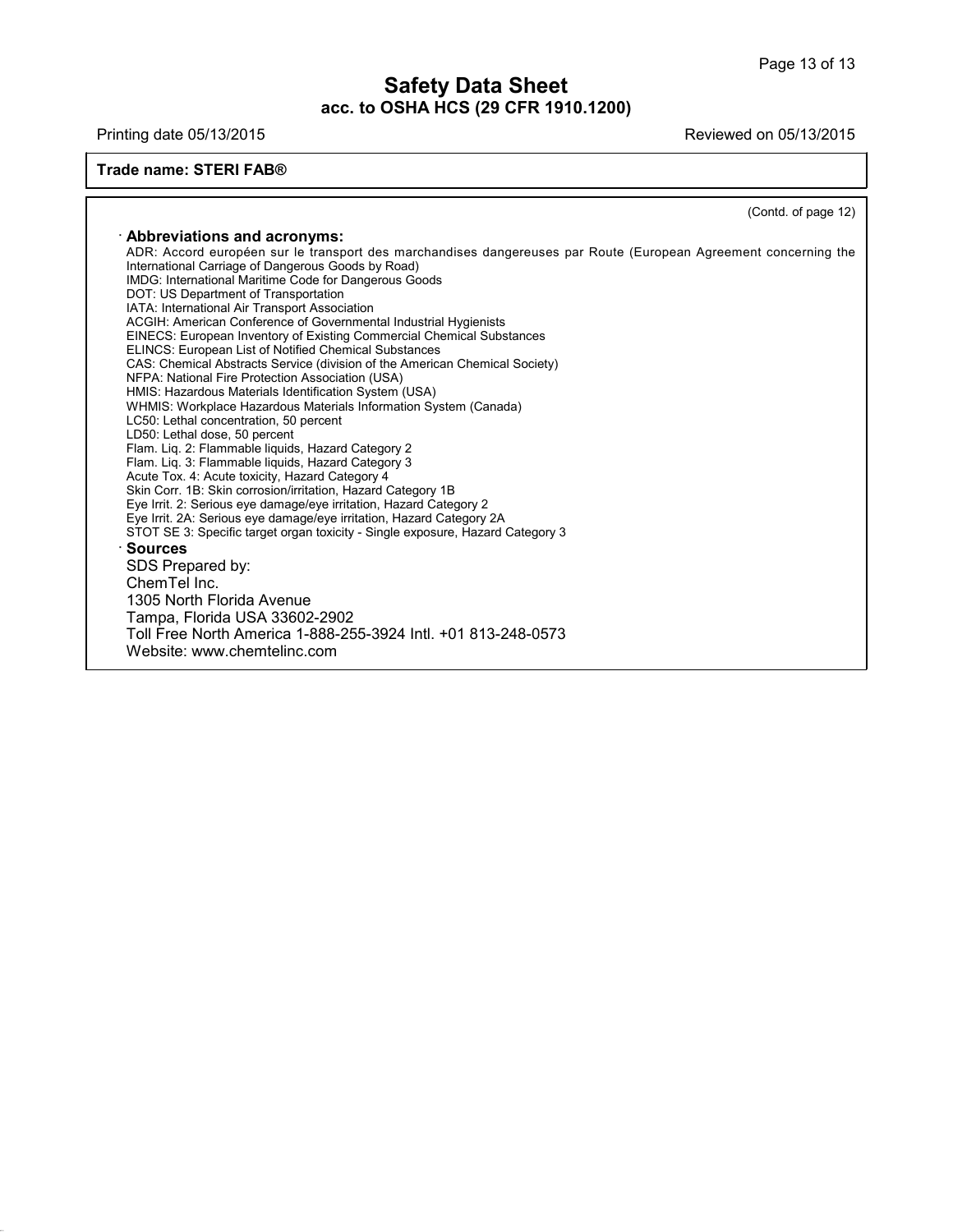(Contd. of page 12)

**· Abbreviations and acronyms:**

ADR: Accord européen sur le transport des marchandises dangereuses par Route (European Agreement concerning the International Carriage of Dangerous Goods by Road)
IMDG: International Maritime Code for Dangerous Goods
DOT: US Department of Transportation
IATA: International Air Transport Association
ACGIH: American Conference of Governmental Industrial Hygienists
EINECS: European Inventory of Existing Commercial Chemical Substances
ELINCS: European List of Notified Chemical Substances
CAS: Chemical Abstracts Service (division of the American Chemical Society)
NFPA: National Fire Protection Association (USA)
HMIS: Hazardous Materials Identification System (USA)
WHMIS: Workplace Hazardous Materials Information System (Canada)
LC50: Lethal concentration, 50 percent
LD50: Lethal dose, 50 percent
Flam. Liq. 2: Flammable liquids, Hazard Category 2
Flam. Liq. 3: Flammable liquids, Hazard Category 3
Acute Tox. 4: Acute toxicity, Hazard Category 4
Skin Corr. 1B: Skin corrosion/irritation, Hazard Category 1B
Eye Irrit. 2: Serious eye damage/eye irritation, Hazard Category 2
Eye Irrit. 2A: Serious eye damage/eye irritation, Hazard Category 2A
STOT SE 3: Specific target organ toxicity - Single exposure, Hazard Category 3

**· Sources**

SDS Prepared by:
ChemTel Inc.
1305 North Florida Avenue
Tampa, Florida USA 33602-2902
Toll Free North America 1-888-255-3924 Intl. +01 813-248-0573
Website: www.chemtelinc.com